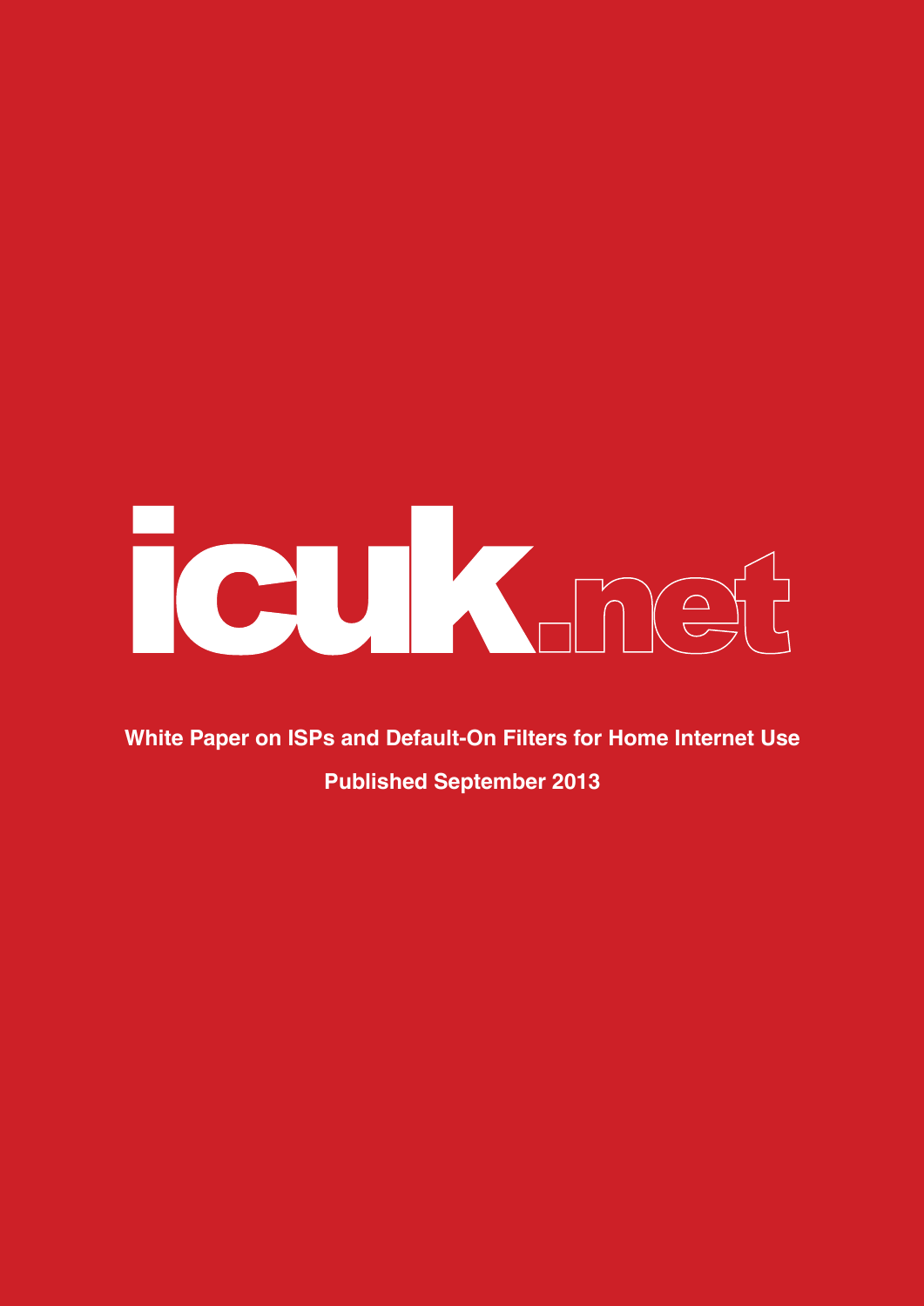icuk.net

**White Paper on ISPs and Default-On Filters for Home Internet Use**

**Published September 2013**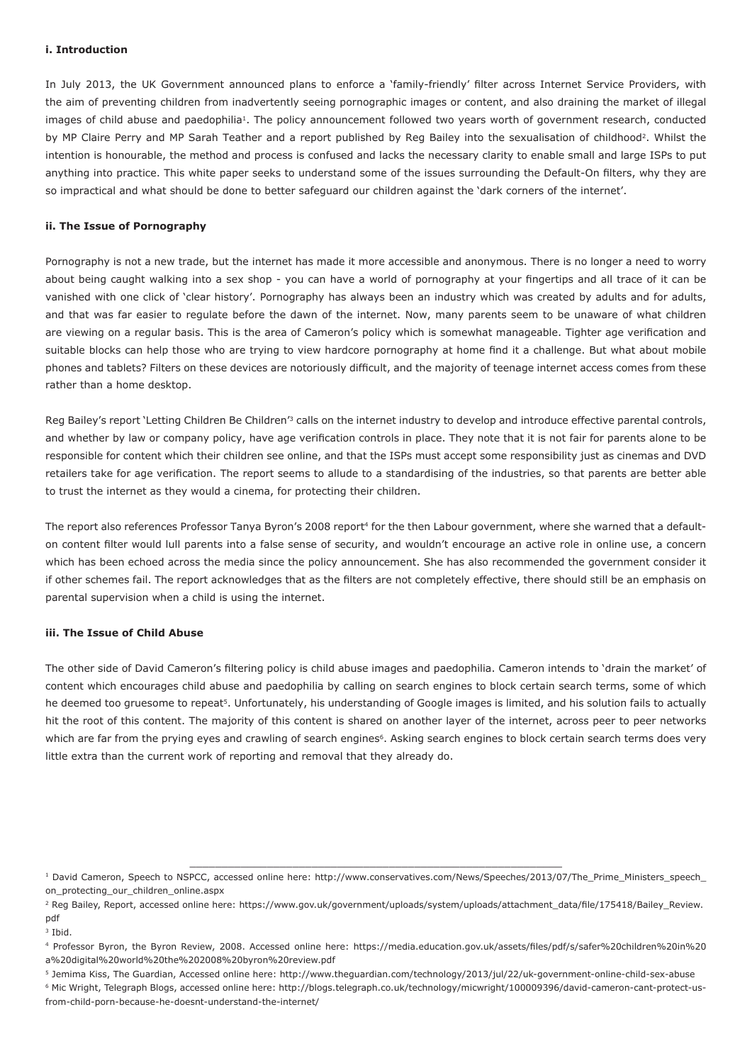**i. Introduction**

In July 2013, the UK Government announced plans to enforce a 'family-friendly' filter across Internet Service Providers, with the aim of preventing children from inadvertently seeing pornographic images or content, and also draining the market of illegal images of child abuse and paedophilia[1]. The policy announcement followed two years worth of government research, conducted by MP Claire Perry and MP Sarah Teather and a report published by Reg Bailey into the sexualisation of childhood[2]. Whilst the intention is honourable, the method and process is confused and lacks the necessary clarity to enable small and large ISPs to put anything into practice. This white paper seeks to understand some of the issues surrounding the Default-On filters, why they are so impractical and what should be done to better safeguard our children against the 'dark corners of the internet'.

**ii. The Issue of Pornography**

Pornography is not a new trade, but the internet has made it more accessible and anonymous. There is no longer a need to worry about being caught walking into a sex shop - you can have a world of pornography at your fingertips and all trace of it can be vanished with one click of 'clear history'. Pornography has always been an industry which was created by adults and for adults, and that was far easier to regulate before the dawn of the internet. Now, many parents seem to be unaware of what children are viewing on a regular basis. This is the area of Cameron's policy which is somewhat manageable. Tighter age verification and suitable blocks can help those who are trying to view hardcore pornography at home find it a challenge. But what about mobile phones and tablets? Filters on these devices are notoriously difficult, and the majority of teenage internet access comes from these rather than a home desktop.

Reg Bailey's report 'Letting Children Be Children'[3] calls on the internet industry to develop and introduce effective parental controls, and whether by law or company policy, have age verification controls in place. They note that it is not fair for parents alone to be responsible for content which their children see online, and that the ISPs must accept some responsibility just as cinemas and DVD retailers take for age verification. The report seems to allude to a standardising of the industries, so that parents are better able to trust the internet as they would a cinema, for protecting their children.

The report also references Professor Tanya Byron's 2008 report[4] for the then Labour government, where she warned that a default-on content filter would lull parents into a false sense of security, and wouldn't encourage an active role in online use, a concern which has been echoed across the media since the policy announcement. She has also recommended the government consider it if other schemes fail. The report acknowledges that as the filters are not completely effective, there should still be an emphasis on parental supervision when a child is using the internet.

**iii. The Issue of Child Abuse**

The other side of David Cameron's filtering policy is child abuse images and paedophilia. Cameron intends to 'drain the market' of content which encourages child abuse and paedophilia by calling on search engines to block certain search terms, some of which he deemed too gruesome to repeat[5]. Unfortunately, his understanding of Google images is limited, and his solution fails to actually hit the root of this content. The majority of this content is shared on another layer of the internet, across peer to peer networks which are far from the prying eyes and crawling of search engines[6]. Asking search engines to block certain search terms does very little extra than the current work of reporting and removal that they already do.

---

[1] David Cameron, Speech to NSPCC, accessed online here: http://www.conservatives.com/News/Speeches/2013/07/The_Prime_Ministers_speech_on_protecting_our_children_online.aspx

[2] Reg Bailey, Report, accessed online here: https://www.gov.uk/government/uploads/system/uploads/attachment_data/file/175418/Bailey_Review.pdf

[3] Ibid.

[4] Professor Byron, the Byron Review, 2008. Accessed online here: https://media.education.gov.uk/assets/files/pdf/s/safer%20children%20in%20a%20digital%20world%20the%202008%20byron%20review.pdf

[5] Jemima Kiss, The Guardian, Accessed online here: http://www.theguardian.com/technology/2013/jul/22/uk-government-online-child-sex-abuse

[6] Mic Wright, Telegraph Blogs, accessed online here: http://blogs.telegraph.co.uk/technology/micwright/100009396/david-cameron-cant-protect-us-from-child-porn-because-he-doesnt-understand-the-internet/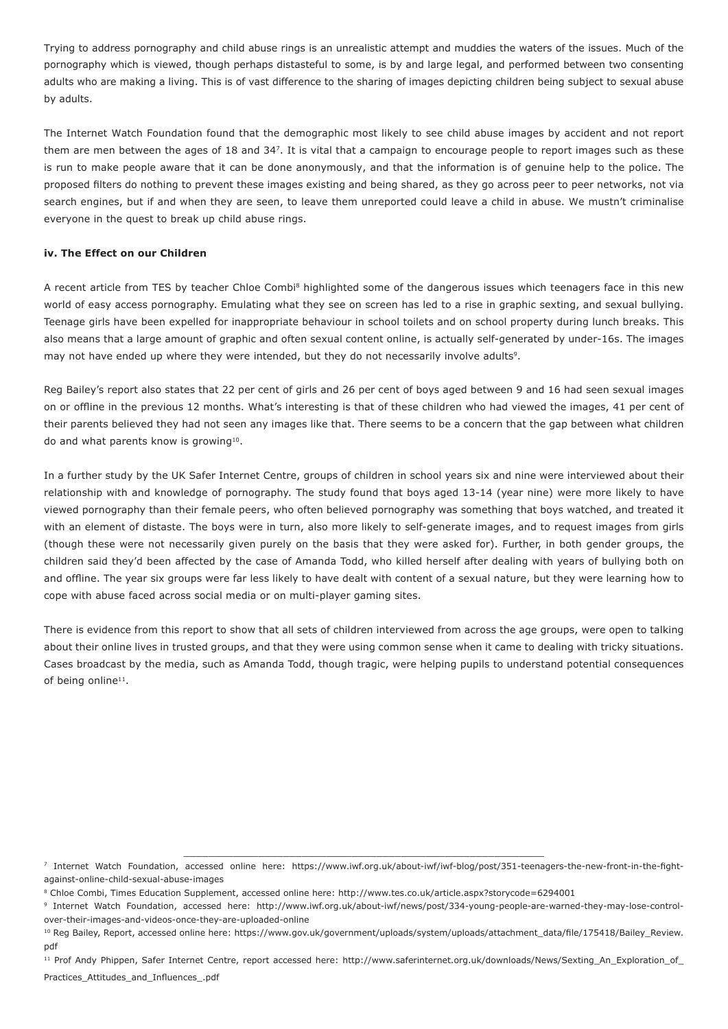Trying to address pornography and child abuse rings is an unrealistic attempt and muddies the waters of the issues. Much of the pornography which is viewed, though perhaps distasteful to some, is by and large legal, and performed between two consenting adults who are making a living. This is of vast difference to the sharing of images depicting children being subject to sexual abuse by adults.

The Internet Watch Foundation found that the demographic most likely to see child abuse images by accident and not report them are men between the ages of 18 and 34[7]. It is vital that a campaign to encourage people to report images such as these is run to make people aware that it can be done anonymously, and that the information is of genuine help to the police. The proposed filters do nothing to prevent these images existing and being shared, as they go across peer to peer networks, not via search engines, but if and when they are seen, to leave them unreported could leave a child in abuse. We mustn't criminalise everyone in the quest to break up child abuse rings.

**iv. The Effect on our Children**

A recent article from TES by teacher Chloe Combi[8] highlighted some of the dangerous issues which teenagers face in this new world of easy access pornography. Emulating what they see on screen has led to a rise in graphic sexting, and sexual bullying. Teenage girls have been expelled for inappropriate behaviour in school toilets and on school property during lunch breaks. This also means that a large amount of graphic and often sexual content online, is actually self-generated by under-16s. The images may not have ended up where they were intended, but they do not necessarily involve adults[9].

Reg Bailey's report also states that 22 per cent of girls and 26 per cent of boys aged between 9 and 16 had seen sexual images on or offline in the previous 12 months. What's interesting is that of these children who had viewed the images, 41 per cent of their parents believed they had not seen any images like that. There seems to be a concern that the gap between what children do and what parents know is growing[10].

In a further study by the UK Safer Internet Centre, groups of children in school years six and nine were interviewed about their relationship with and knowledge of pornography. The study found that boys aged 13-14 (year nine) were more likely to have viewed pornography than their female peers, who often believed pornography was something that boys watched, and treated it with an element of distaste. The boys were in turn, also more likely to self-generate images, and to request images from girls (though these were not necessarily given purely on the basis that they were asked for). Further, in both gender groups, the children said they'd been affected by the case of Amanda Todd, who killed herself after dealing with years of bullying both on and offline. The year six groups were far less likely to have dealt with content of a sexual nature, but they were learning how to cope with abuse faced across social media or on multi-player gaming sites.

There is evidence from this report to show that all sets of children interviewed from across the age groups, were open to talking about their online lives in trusted groups, and that they were using common sense when it came to dealing with tricky situations. Cases broadcast by the media, such as Amanda Todd, though tragic, were helping pupils to understand potential consequences of being online[11].

---

[7] Internet Watch Foundation, accessed online here: https://www.iwf.org.uk/about-iwf/iwf-blog/post/351-teenagers-the-new-front-in-the-fight-against-online-child-sexual-abuse-images

[8] Chloe Combi, Times Education Supplement, accessed online here: http://www.tes.co.uk/article.aspx?storycode=6294001

[9] Internet Watch Foundation, accessed here: http://www.iwf.org.uk/about-iwf/news/post/334-young-people-are-warned-they-may-lose-control-over-their-images-and-videos-once-they-are-uploaded-online

[10] Reg Bailey, Report, accessed online here: https://www.gov.uk/government/uploads/system/uploads/attachment_data/file/175418/Bailey_Review.pdf

[11] Prof Andy Phippen, Safer Internet Centre, report accessed here: http://www.saferinternet.org.uk/downloads/News/Sexting_An_Exploration_of_Practices_Attitudes_and_Influences_.pdf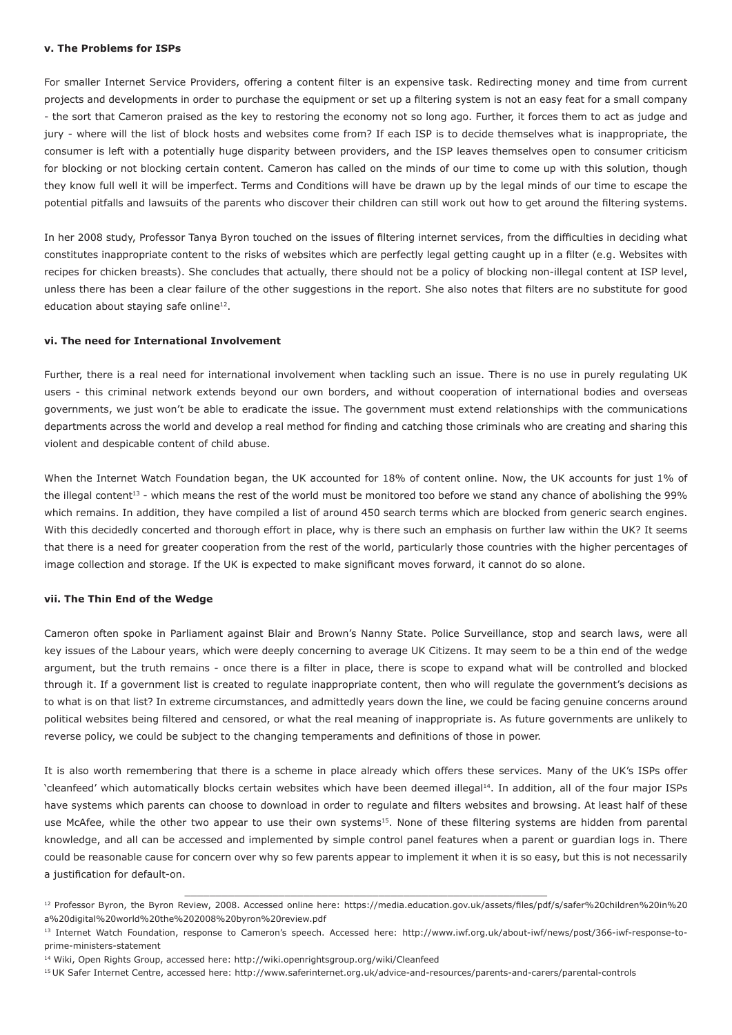#### v. The Problems for ISPs

For smaller Internet Service Providers, offering a content filter is an expensive task. Redirecting money and time from current projects and developments in order to purchase the equipment or set up a filtering system is not an easy feat for a small company - the sort that Cameron praised as the key to restoring the economy not so long ago. Further, it forces them to act as judge and jury - where will the list of block hosts and websites come from? If each ISP is to decide themselves what is inappropriate, the consumer is left with a potentially huge disparity between providers, and the ISP leaves themselves open to consumer criticism for blocking or not blocking certain content. Cameron has called on the minds of our time to come up with this solution, though they know full well it will be imperfect. Terms and Conditions will have be drawn up by the legal minds of our time to escape the potential pitfalls and lawsuits of the parents who discover their children can still work out how to get around the filtering systems.

In her 2008 study, Professor Tanya Byron touched on the issues of filtering internet services, from the difficulties in deciding what constitutes inappropriate content to the risks of websites which are perfectly legal getting caught up in a filter (e.g. Websites with recipes for chicken breasts). She concludes that actually, there should not be a policy of blocking non-illegal content at ISP level, unless there has been a clear failure of the other suggestions in the report. She also notes that filters are no substitute for good education about staying safe online[12].

#### vi. The need for International Involvement

Further, there is a real need for international involvement when tackling such an issue. There is no use in purely regulating UK users - this criminal network extends beyond our own borders, and without cooperation of international bodies and overseas governments, we just won't be able to eradicate the issue. The government must extend relationships with the communications departments across the world and develop a real method for finding and catching those criminals who are creating and sharing this violent and despicable content of child abuse.

When the Internet Watch Foundation began, the UK accounted for 18% of content online. Now, the UK accounts for just 1% of the illegal content[13] - which means the rest of the world must be monitored too before we stand any chance of abolishing the 99% which remains. In addition, they have compiled a list of around 450 search terms which are blocked from generic search engines. With this decidedly concerted and thorough effort in place, why is there such an emphasis on further law within the UK? It seems that there is a need for greater cooperation from the rest of the world, particularly those countries with the higher percentages of image collection and storage. If the UK is expected to make significant moves forward, it cannot do so alone.

#### vii. The Thin End of the Wedge

Cameron often spoke in Parliament against Blair and Brown's Nanny State. Police Surveillance, stop and search laws, were all key issues of the Labour years, which were deeply concerning to average UK Citizens. It may seem to be a thin end of the wedge argument, but the truth remains - once there is a filter in place, there is scope to expand what will be controlled and blocked through it. If a government list is created to regulate inappropriate content, then who will regulate the government's decisions as to what is on that list? In extreme circumstances, and admittedly years down the line, we could be facing genuine concerns around political websites being filtered and censored, or what the real meaning of inappropriate is. As future governments are unlikely to reverse policy, we could be subject to the changing temperaments and definitions of those in power.

It is also worth remembering that there is a scheme in place already which offers these services. Many of the UK's ISPs offer 'cleanfeed' which automatically blocks certain websites which have been deemed illegal[14]. In addition, all of the four major ISPs have systems which parents can choose to download in order to regulate and filters websites and browsing. At least half of these use McAfee, while the other two appear to use their own systems[15]. None of these filtering systems are hidden from parental knowledge, and all can be accessed and implemented by simple control panel features when a parent or guardian logs in. There could be reasonable cause for concern over why so few parents appear to implement it when it is so easy, but this is not necessarily a justification for default-on.

---

[12] Professor Byron, the Byron Review, 2008. Accessed online here: https://media.education.gov.uk/assets/files/pdf/s/safer%20children%20in%20a%20digital%20world%20the%202008%20byron%20review.pdf

[13] Internet Watch Foundation, response to Cameron's speech. Accessed here: http://www.iwf.org.uk/about-iwf/news/post/366-iwf-response-to-prime-ministers-statement

[14] Wiki, Open Rights Group, accessed here: http://wiki.openrightsgroup.org/wiki/Cleanfeed

[15] UK Safer Internet Centre, accessed here: http://www.saferinternet.org.uk/advice-and-resources/parents-and-carers/parental-controls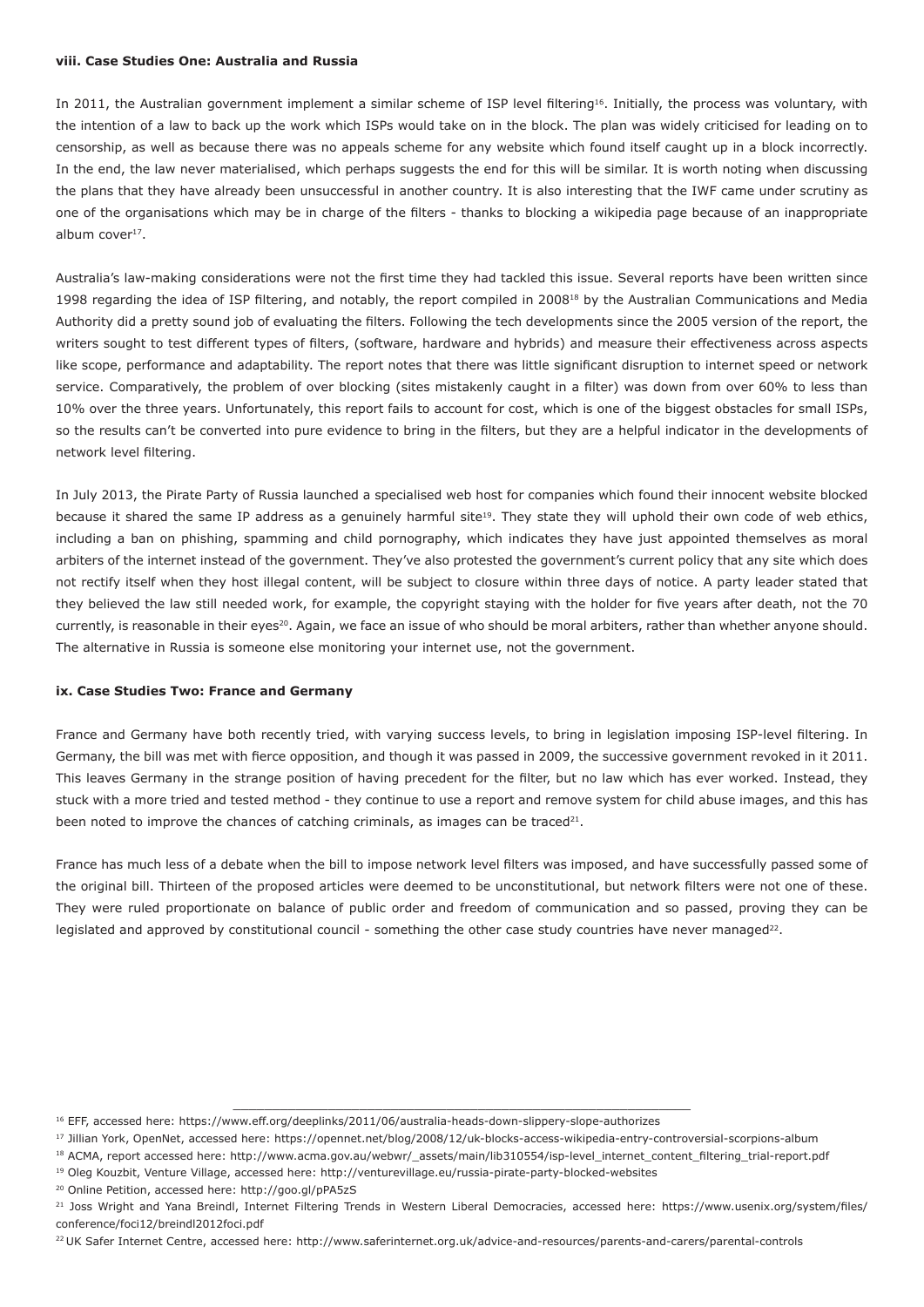#### viii. Case Studies One: Australia and Russia

In 2011, the Australian government implement a similar scheme of ISP level filtering[16]. Initially, the process was voluntary, with the intention of a law to back up the work which ISPs would take on in the block. The plan was widely criticised for leading on to censorship, as well as because there was no appeals scheme for any website which found itself caught up in a block incorrectly. In the end, the law never materialised, which perhaps suggests the end for this will be similar. It is worth noting when discussing the plans that they have already been unsuccessful in another country. It is also interesting that the IWF came under scrutiny as one of the organisations which may be in charge of the filters - thanks to blocking a wikipedia page because of an inappropriate album cover[17].

Australia's law-making considerations were not the first time they had tackled this issue. Several reports have been written since 1998 regarding the idea of ISP filtering, and notably, the report compiled in 2008[18] by the Australian Communications and Media Authority did a pretty sound job of evaluating the filters. Following the tech developments since the 2005 version of the report, the writers sought to test different types of filters, (software, hardware and hybrids) and measure their effectiveness across aspects like scope, performance and adaptability. The report notes that there was little significant disruption to internet speed or network service. Comparatively, the problem of over blocking (sites mistakenly caught in a filter) was down from over 60% to less than 10% over the three years. Unfortunately, this report fails to account for cost, which is one of the biggest obstacles for small ISPs, so the results can't be converted into pure evidence to bring in the filters, but they are a helpful indicator in the developments of network level filtering.

In July 2013, the Pirate Party of Russia launched a specialised web host for companies which found their innocent website blocked because it shared the same IP address as a genuinely harmful site[19]. They state they will uphold their own code of web ethics, including a ban on phishing, spamming and child pornography, which indicates they have just appointed themselves as moral arbiters of the internet instead of the government. They've also protested the government's current policy that any site which does not rectify itself when they host illegal content, will be subject to closure within three days of notice. A party leader stated that they believed the law still needed work, for example, the copyright staying with the holder for five years after death, not the 70 currently, is reasonable in their eyes[20]. Again, we face an issue of who should be moral arbiters, rather than whether anyone should. The alternative in Russia is someone else monitoring your internet use, not the government.

#### ix. Case Studies Two: France and Germany

France and Germany have both recently tried, with varying success levels, to bring in legislation imposing ISP-level filtering. In Germany, the bill was met with fierce opposition, and though it was passed in 2009, the successive government revoked in it 2011. This leaves Germany in the strange position of having precedent for the filter, but no law which has ever worked. Instead, they stuck with a more tried and tested method - they continue to use a report and remove system for child abuse images, and this has been noted to improve the chances of catching criminals, as images can be traced[21].

France has much less of a debate when the bill to impose network level filters was imposed, and have successfully passed some of the original bill. Thirteen of the proposed articles were deemed to be unconstitutional, but network filters were not one of these. They were ruled proportionate on balance of public order and freedom of communication and so passed, proving they can be legislated and approved by constitutional council - something the other case study countries have never managed[22].

---

[16] EFF, accessed here: https://www.eff.org/deeplinks/2011/06/australia-heads-down-slippery-slope-authorizes

[17] Jillian York, OpenNet, accessed here: https://opennet.net/blog/2008/12/uk-blocks-access-wikipedia-entry-controversial-scorpions-album

[18] ACMA, report accessed here: http://www.acma.gov.au/webwr/_assets/main/lib310554/isp-level_internet_content_filtering_trial-report.pdf

[19] Oleg Kouzbit, Venture Village, accessed here: http://venturevillage.eu/russia-pirate-party-blocked-websites

[20] Online Petition, accessed here: http://goo.gl/pPA5zS

[21] Joss Wright and Yana Breindl, Internet Filtering Trends in Western Liberal Democracies, accessed here: https://www.usenix.org/system/files/conference/foci12/breindl2012foci.pdf

[22] UK Safer Internet Centre, accessed here: http://www.saferinternet.org.uk/advice-and-resources/parents-and-carers/parental-controls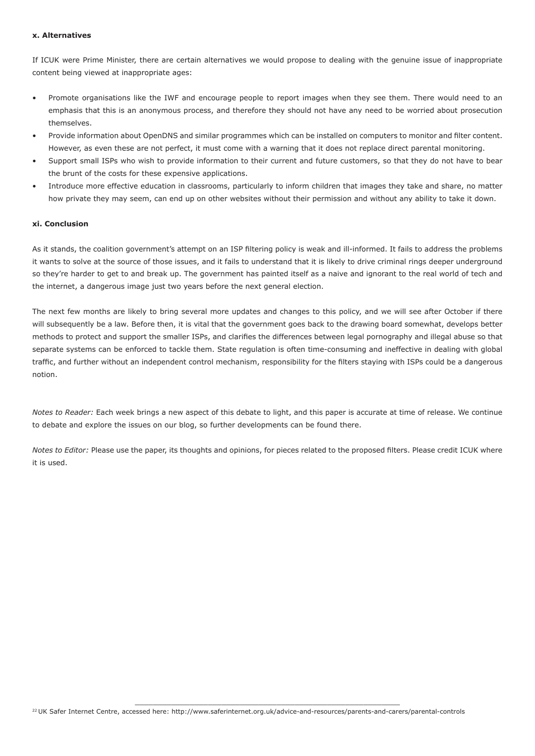#### x. Alternatives

If ICUK were Prime Minister, there are certain alternatives we would propose to dealing with the genuine issue of inappropriate content being viewed at inappropriate ages:

- Promote organisations like the IWF and encourage people to report images when they see them. There would need to an emphasis that this is an anonymous process, and therefore they should not have any need to be worried about prosecution themselves.
- Provide information about OpenDNS and similar programmes which can be installed on computers to monitor and filter content. However, as even these are not perfect, it must come with a warning that it does not replace direct parental monitoring.
- Support small ISPs who wish to provide information to their current and future customers, so that they do not have to bear the brunt of the costs for these expensive applications.
- Introduce more effective education in classrooms, particularly to inform children that images they take and share, no matter how private they may seem, can end up on other websites without their permission and without any ability to take it down.

#### xi. Conclusion

As it stands, the coalition government's attempt on an ISP filtering policy is weak and ill-informed. It fails to address the problems it wants to solve at the source of those issues, and it fails to understand that it is likely to drive criminal rings deeper underground so they're harder to get to and break up. The government has painted itself as a naive and ignorant to the real world of tech and the internet, a dangerous image just two years before the next general election.

The next few months are likely to bring several more updates and changes to this policy, and we will see after October if there will subsequently be a law. Before then, it is vital that the government goes back to the drawing board somewhat, develops better methods to protect and support the smaller ISPs, and clarifies the differences between legal pornography and illegal abuse so that separate systems can be enforced to tackle them. State regulation is often time-consuming and ineffective in dealing with global traffic, and further without an independent control mechanism, responsibility for the filters staying with ISPs could be a dangerous notion.

*Notes to Reader:* Each week brings a new aspect of this debate to light, and this paper is accurate at time of release. We continue to debate and explore the issues on our blog, so further developments can be found there.

*Notes to Editor:* Please use the paper, its thoughts and opinions, for pieces related to the proposed filters. Please credit ICUK where it is used.

---

[22] UK Safer Internet Centre, accessed here: http://www.saferinternet.org.uk/advice-and-resources/parents-and-carers/parental-controls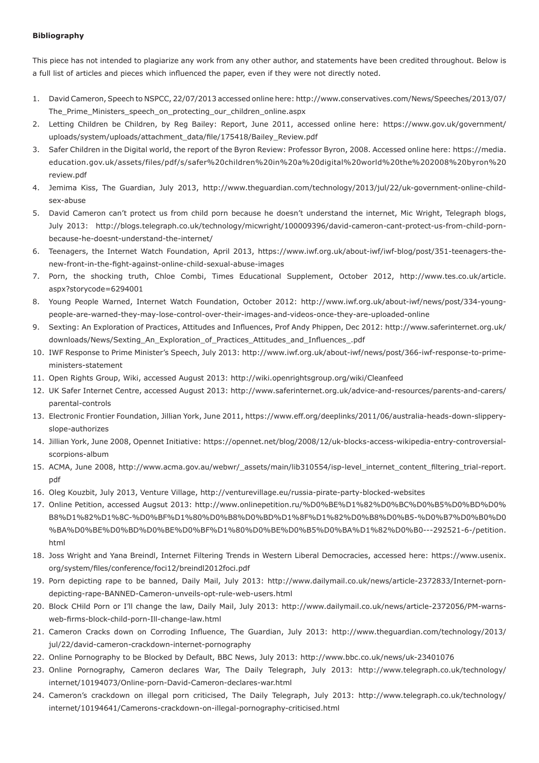**Bibliography**

This piece has not intended to plagiarize any work from any other author, and statements have been credited throughout. Below is a full list of articles and pieces which influenced the paper, even if they were not directly noted.

1. David Cameron, Speech to NSPCC, 22/07/2013 accessed online here: http://www.conservatives.com/News/Speeches/2013/07/The_Prime_Ministers_speech_on_protecting_our_children_online.aspx
2. Letting Children be Children, by Reg Bailey: Report, June 2011, accessed online here: https://www.gov.uk/government/uploads/system/uploads/attachment_data/file/175418/Bailey_Review.pdf
3. Safer Children in the Digital world, the report of the Byron Review: Professor Byron, 2008. Accessed online here: https://media.education.gov.uk/assets/files/pdf/s/safer%20children%20in%20a%20digital%20world%20the%202008%20byron%20review.pdf
4. Jemima Kiss, The Guardian, July 2013, http://www.theguardian.com/technology/2013/jul/22/uk-government-online-child-sex-abuse
5. David Cameron can't protect us from child porn because he doesn't understand the internet, Mic Wright, Telegraph blogs, July 2013: http://blogs.telegraph.co.uk/technology/micwright/100009396/david-cameron-cant-protect-us-from-child-porn-because-he-doesnt-understand-the-internet/
6. Teenagers, the Internet Watch Foundation, April 2013, https://www.iwf.org.uk/about-iwf/iwf-blog/post/351-teenagers-the-new-front-in-the-fight-against-online-child-sexual-abuse-images
7. Porn, the shocking truth, Chloe Combi, Times Educational Supplement, October 2012, http://www.tes.co.uk/article.aspx?storycode=6294001
8. Young People Warned, Internet Watch Foundation, October 2012: http://www.iwf.org.uk/about-iwf/news/post/334-young-people-are-warned-they-may-lose-control-over-their-images-and-videos-once-they-are-uploaded-online
9. Sexting: An Exploration of Practices, Attitudes and Influences, Prof Andy Phippen, Dec 2012: http://www.saferinternet.org.uk/downloads/News/Sexting_An_Exploration_of_Practices_Attitudes_and_Influences_.pdf
10. IWF Response to Prime Minister's Speech, July 2013: http://www.iwf.org.uk/about-iwf/news/post/366-iwf-response-to-prime-ministers-statement
11. Open Rights Group, Wiki, accessed August 2013: http://wiki.openrightsgroup.org/wiki/Cleanfeed
12. UK Safer Internet Centre, accessed August 2013: http://www.saferinternet.org.uk/advice-and-resources/parents-and-carers/parental-controls
13. Electronic Frontier Foundation, Jillian York, June 2011, https://www.eff.org/deeplinks/2011/06/australia-heads-down-slippery-slope-authorizes
14. Jillian York, June 2008, Opennet Initiative: https://opennet.net/blog/2008/12/uk-blocks-access-wikipedia-entry-controversial-scorpions-album
15. ACMA, June 2008, http://www.acma.gov.au/webwr/_assets/main/lib310554/isp-level_internet_content_filtering_trial-report.pdf
16. Oleg Kouzbit, July 2013, Venture Village, http://venturevillage.eu/russia-pirate-party-blocked-websites
17. Online Petition, accessed Augsut 2013: http://www.onlinepetition.ru/%D0%BE%D1%82%D0%BC%D0%B5%D0%BD%D0%B8%D1%82%D1%8C-%D0%BF%D1%80%D0%B8%D0%BD%D1%8F%D1%82%D0%B8%D0%B5-%D0%B7%D0%B0%D0%BA%D0%BE%D0%BD%D0%BE%D0%BF%D1%80%D0%BE%D0%B5%D0%BA%D1%82%D0%B0---292521-6-/petition.html
18. Joss Wright and Yana Breindl, Internet Filtering Trends in Western Liberal Democracies, accessed here: https://www.usenix.org/system/files/conference/foci12/breindl2012foci.pdf
19. Porn depicting rape to be banned, Daily Mail, July 2013: http://www.dailymail.co.uk/news/article-2372833/Internet-porn-depicting-rape-BANNED-Cameron-unveils-opt-rule-web-users.html
20. Block CHild Porn or I'll change the law, Daily Mail, July 2013: http://www.dailymail.co.uk/news/article-2372056/PM-warns-web-firms-block-child-porn-Ill-change-law.html
21. Cameron Cracks down on Corroding Influence, The Guardian, July 2013: http://www.theguardian.com/technology/2013/jul/22/david-cameron-crackdown-internet-pornography
22. Online Pornography to be Blocked by Default, BBC News, July 2013: http://www.bbc.co.uk/news/uk-23401076
23. Online Pornography, Cameron declares War, The Daily Telegraph, July 2013: http://www.telegraph.co.uk/technology/internet/10194073/Online-porn-David-Cameron-declares-war.html
24. Cameron's crackdown on illegal porn criticised, The Daily Telegraph, July 2013: http://www.telegraph.co.uk/technology/internet/10194641/Camerons-crackdown-on-illegal-pornography-criticised.html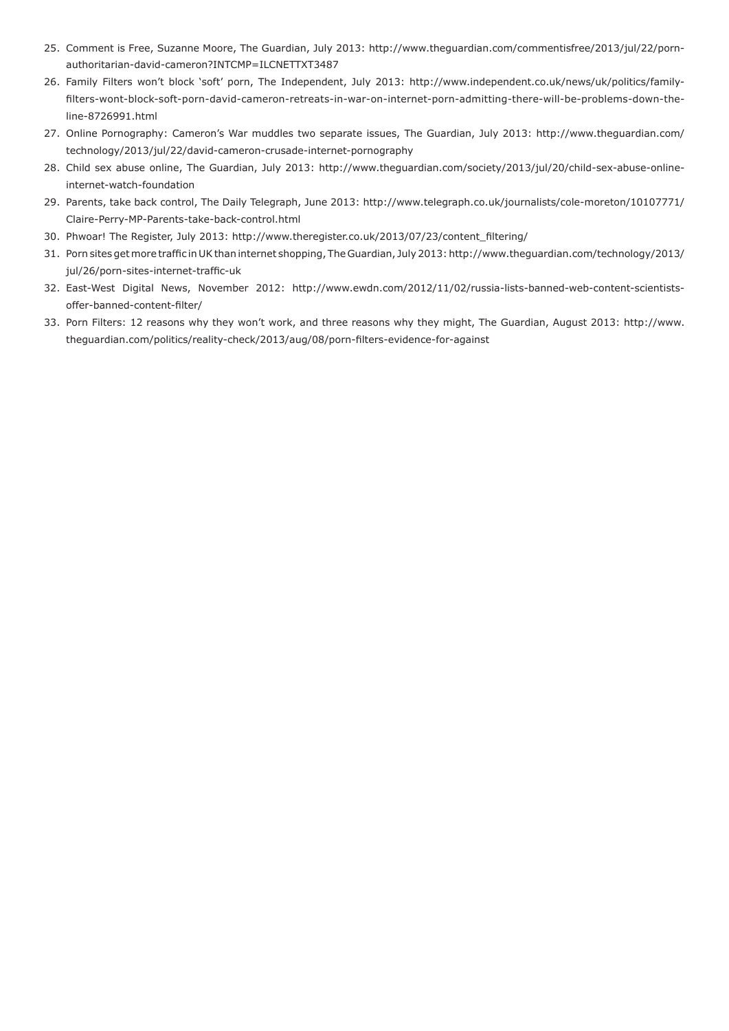25. Comment is Free, Suzanne Moore, The Guardian, July 2013: http://www.theguardian.com/commentisfree/2013/jul/22/porn-authoritarian-david-cameron?INTCMP=ILCNETTXT3487
26. Family Filters won't block 'soft' porn, The Independent, July 2013: http://www.independent.co.uk/news/uk/politics/family-filters-wont-block-soft-porn-david-cameron-retreats-in-war-on-internet-porn-admitting-there-will-be-problems-down-the-line-8726991.html
27. Online Pornography: Cameron's War muddles two separate issues, The Guardian, July 2013: http://www.theguardian.com/technology/2013/jul/22/david-cameron-crusade-internet-pornography
28. Child sex abuse online, The Guardian, July 2013: http://www.theguardian.com/society/2013/jul/20/child-sex-abuse-online-internet-watch-foundation
29. Parents, take back control, The Daily Telegraph, June 2013: http://www.telegraph.co.uk/journalists/cole-moreton/10107771/Claire-Perry-MP-Parents-take-back-control.html
30. Phwoar! The Register, July 2013: http://www.theregister.co.uk/2013/07/23/content_filtering/
31. Porn sites get more traffic in UK than internet shopping, The Guardian, July 2013: http://www.theguardian.com/technology/2013/jul/26/porn-sites-internet-traffic-uk
32. East-West Digital News, November 2012: http://www.ewdn.com/2012/11/02/russia-lists-banned-web-content-scientists-offer-banned-content-filter/
33. Porn Filters: 12 reasons why they won't work, and three reasons why they might, The Guardian, August 2013: http://www.theguardian.com/politics/reality-check/2013/aug/08/porn-filters-evidence-for-against